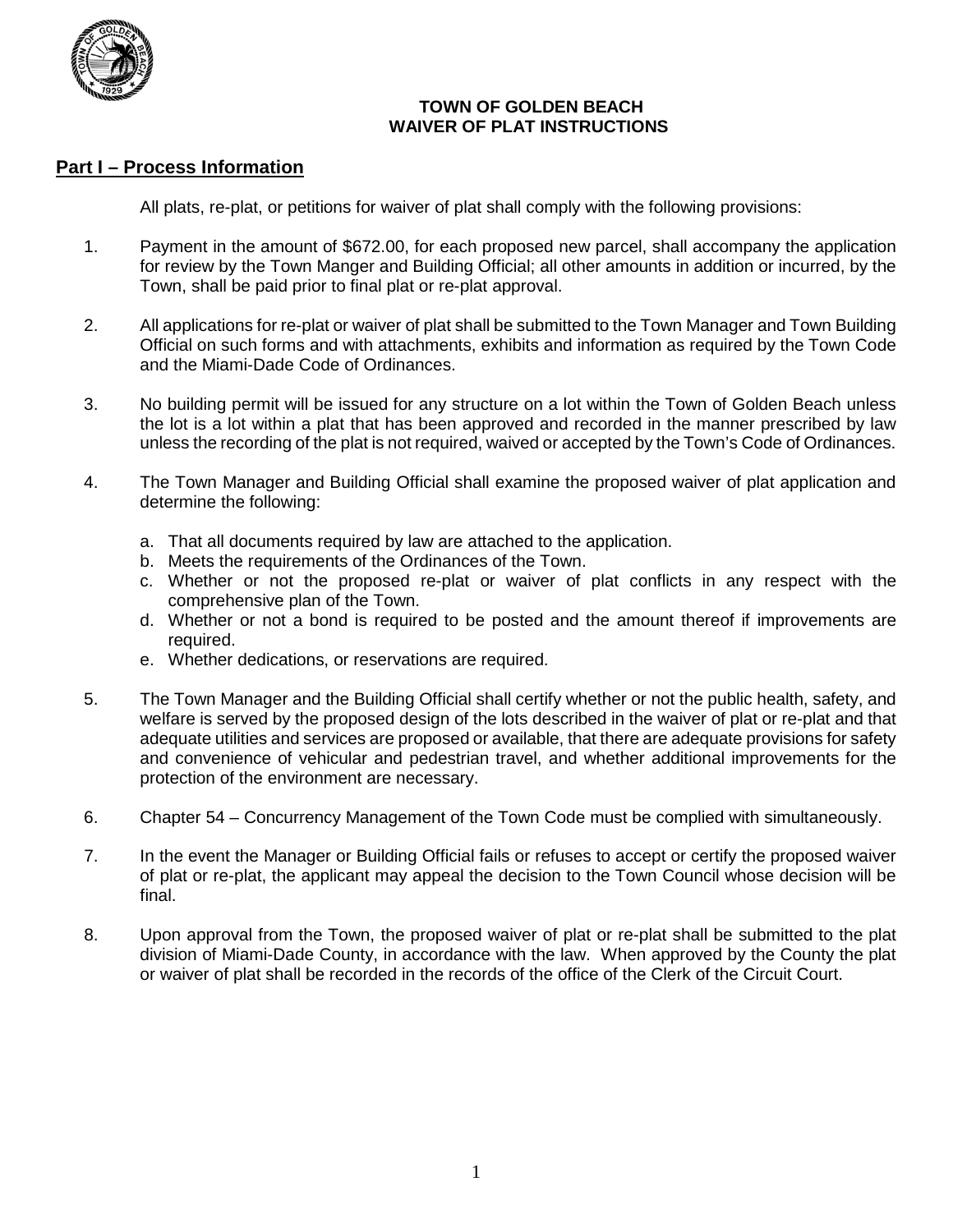# TOWN OF GOLDEN BEACH
# WAIVER OF PLAT INSTRUCTIONS

## Part I – Process Information

All plats, re-plat, or petitions for waiver of plat shall comply with the following provisions:

1. Payment in the amount of $672.00, for each proposed new parcel, shall accompany the application for review by the Town Manger and Building Official; all other amounts in addition or incurred, by the Town, shall be paid prior to final plat or re-plat approval.

2. All applications for re-plat or waiver of plat shall be submitted to the Town Manager and Town Building Official on such forms and with attachments, exhibits and information as required by the Town Code and the Miami-Dade Code of Ordinances.

3. No building permit will be issued for any structure on a lot within the Town of Golden Beach unless the lot is a lot within a plat that has been approved and recorded in the manner prescribed by law unless the recording of the plat is not required, waived or accepted by the Town's Code of Ordinances.

4. The Town Manager and Building Official shall examine the proposed waiver of plat application and determine the following:

   a. That all documents required by law are attached to the application.
   b. Meets the requirements of the Ordinances of the Town.
   c. Whether or not the proposed re-plat or waiver of plat conflicts in any respect with the comprehensive plan of the Town.
   d. Whether or not a bond is required to be posted and the amount thereof if improvements are required.
   e. Whether dedications, or reservations are required.

5. The Town Manager and the Building Official shall certify whether or not the public health, safety, and welfare is served by the proposed design of the lots described in the waiver of plat or re-plat and that adequate utilities and services are proposed or available, that there are adequate provisions for safety and convenience of vehicular and pedestrian travel, and whether additional improvements for the protection of the environment are necessary.

6. Chapter 54 – Concurrency Management of the Town Code must be complied with simultaneously.

7. In the event the Manager or Building Official fails or refuses to accept or certify the proposed waiver of plat or re-plat, the applicant may appeal the decision to the Town Council whose decision will be final.

8. Upon approval from the Town, the proposed waiver of plat or re-plat shall be submitted to the plat division of Miami-Dade County, in accordance with the law. When approved by the County the plat or waiver of plat shall be recorded in the records of the office of the Clerk of the Circuit Court.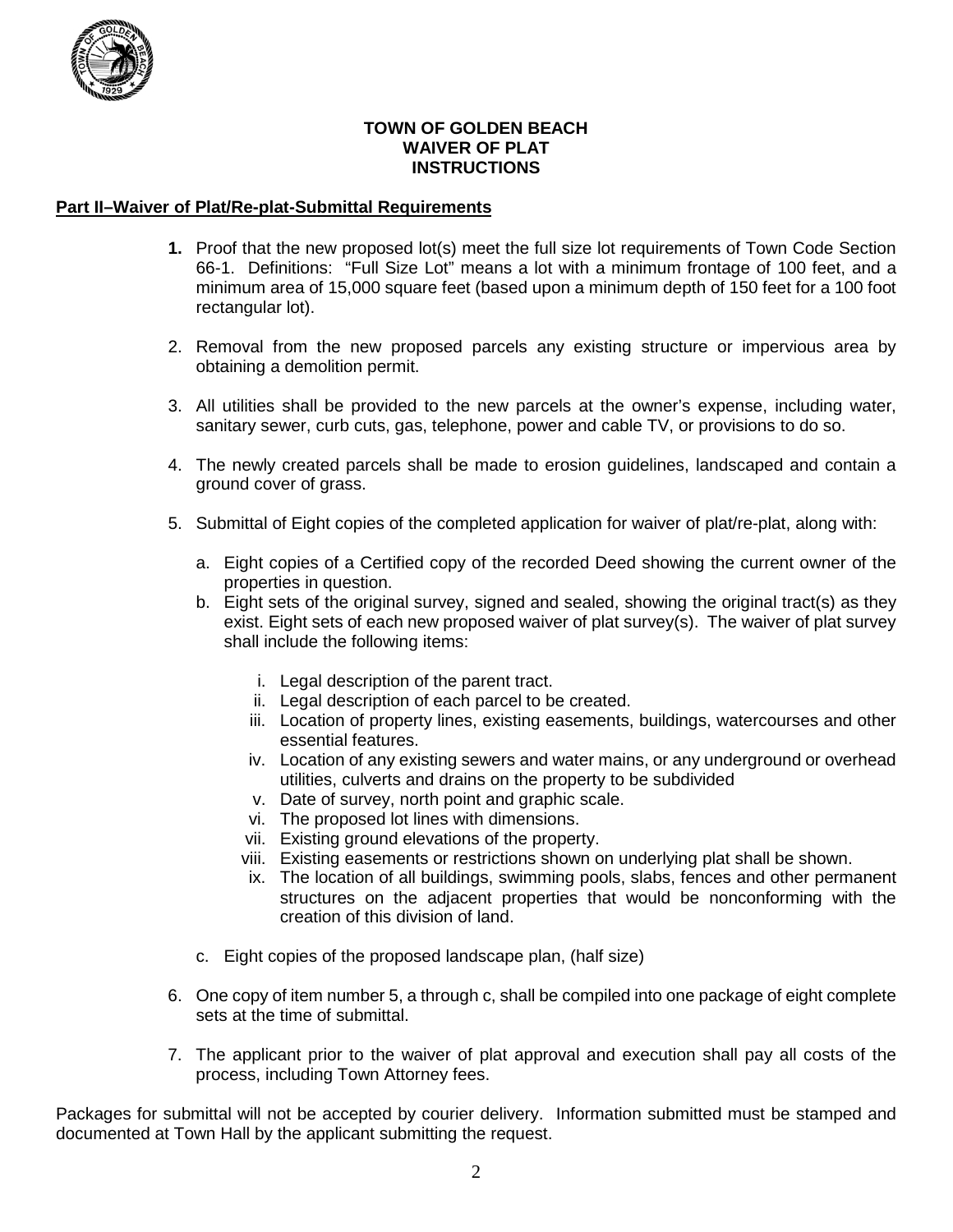**TOWN OF GOLDEN BEACH**
**WAIVER OF PLAT**
**INSTRUCTIONS**

## Part II–Waiver of Plat/Re-plat-Submittal Requirements

1. Proof that the new proposed lot(s) meet the full size lot requirements of Town Code Section 66-1. Definitions: "Full Size Lot" means a lot with a minimum frontage of 100 feet, and a minimum area of 15,000 square feet (based upon a minimum depth of 150 feet for a 100 foot rectangular lot).

2. Removal from the new proposed parcels any existing structure or impervious area by obtaining a demolition permit.

3. All utilities shall be provided to the new parcels at the owner's expense, including water, sanitary sewer, curb cuts, gas, telephone, power and cable TV, or provisions to do so.

4. The newly created parcels shall be made to erosion guidelines, landscaped and contain a ground cover of grass.

5. Submittal of Eight copies of the completed application for waiver of plat/re-plat, along with:

   a. Eight copies of a Certified copy of the recorded Deed showing the current owner of the properties in question.
   b. Eight sets of the original survey, signed and sealed, showing the original tract(s) as they exist. Eight sets of each new proposed waiver of plat survey(s). The waiver of plat survey shall include the following items:

      i. Legal description of the parent tract.
      ii. Legal description of each parcel to be created.
      iii. Location of property lines, existing easements, buildings, watercourses and other essential features.
      iv. Location of any existing sewers and water mains, or any underground or overhead utilities, culverts and drains on the property to be subdivided
      v. Date of survey, north point and graphic scale.
      vi. The proposed lot lines with dimensions.
      vii. Existing ground elevations of the property.
      viii. Existing easements or restrictions shown on underlying plat shall be shown.
      ix. The location of all buildings, swimming pools, slabs, fences and other permanent structures on the adjacent properties that would be nonconforming with the creation of this division of land.

   c. Eight copies of the proposed landscape plan, (half size)

6. One copy of item number 5, a through c, shall be compiled into one package of eight complete sets at the time of submittal.

7. The applicant prior to the waiver of plat approval and execution shall pay all costs of the process, including Town Attorney fees.

Packages for submittal will not be accepted by courier delivery. Information submitted must be stamped and documented at Town Hall by the applicant submitting the request.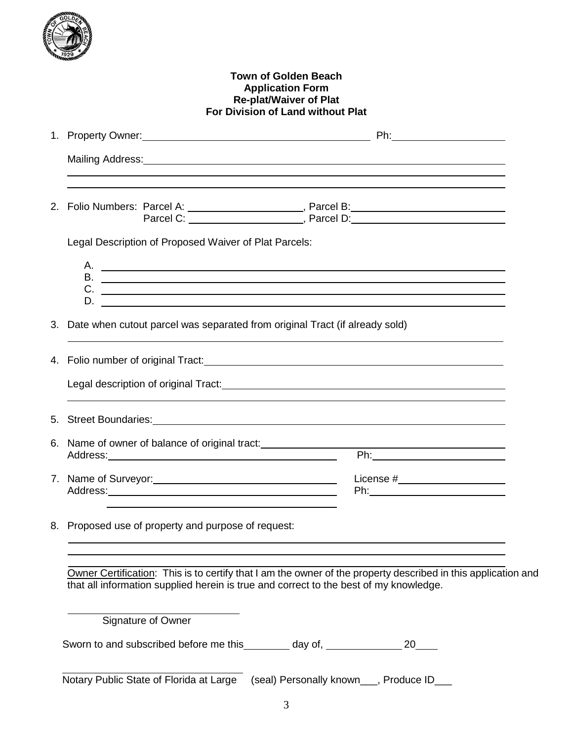**Town of Golden Beach**
**Application Form**
**Re-plat/Waiver of Plat**
**For Division of Land without Plat**

1. Property Owner: ________________________________________ Ph: ____________________

   Mailing Address: ______________________________________________________________

   ______________________________________________________________________________

   ______________________________________________________________________________

2. Folio Numbers: Parcel A: ____________________, Parcel B: ____________________
   Parcel C: ____________________, Parcel D: ____________________

   Legal Description of Proposed Waiver of Plat Parcels:

   A. ____________________________________________________________________________
   B. ____________________________________________________________________________
   C. ____________________________________________________________________________
   D. ____________________________________________________________________________

3. Date when cutout parcel was separated from original Tract (if already sold)

   ______________________________________________________________________________

4. Folio number of original Tract: ______________________________________________

   Legal description of original Tract: __________________________________________

   ______________________________________________________________________________

5. Street Boundaries: ____________________________________________________________

6. Name of owner of balance of original tract: _______________________________________
   Address: ________________________________________ Ph: ____________________

7. Name of Surveyor: ________________________________ License # ____________________
   Address: ________________________________________ Ph: ____________________
   ________________________________________

8. Proposed use of property and purpose of request:

   ______________________________________________________________________________

   ______________________________________________________________________________

   ______________________________________________________________________________

   Owner Certification: This is to certify that I am the owner of the property described in this application and that all information supplied herein is true and correct to the best of my knowledge.

   ______________________________
   Signature of Owner

Sworn to and subscribed before me this ________ day of, ____________ 20____

______________________________
Notary Public State of Florida at Large (seal) Personally known___, Produce ID___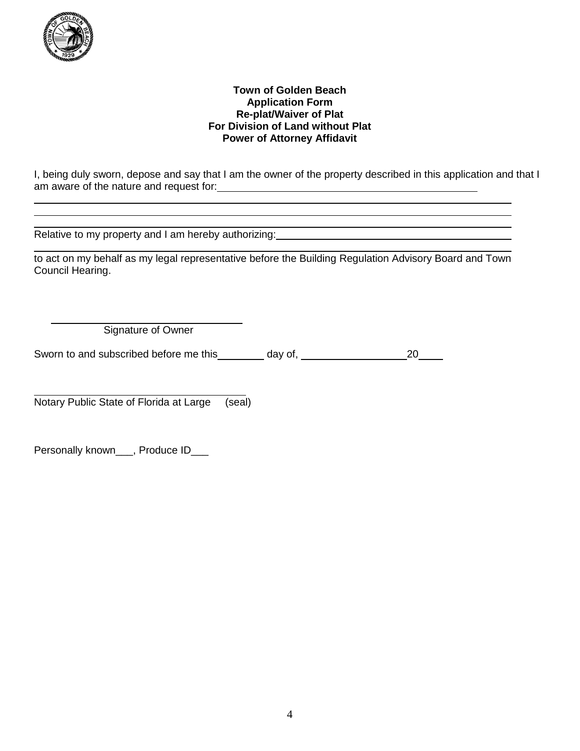**Town of Golden Beach**
**Application Form**
**Re-plat/Waiver of Plat**
**For Division of Land without Plat**
**Power of Attorney Affidavit**

I, being duly sworn, depose and say that I am the owner of the property described in this application and that I am aware of the nature and request for:\_\_\_\_\_\_\_\_\_\_\_\_\_\_\_\_\_\_\_\_\_\_\_\_\_\_\_\_\_\_\_\_\_\_\_\_\_\_\_\_\_\_\_\_

\_\_\_\_\_\_\_\_\_\_\_\_\_\_\_\_\_\_\_\_\_\_\_\_\_\_\_\_\_\_\_\_\_\_\_\_\_\_\_\_\_\_\_\_\_\_\_\_\_\_\_\_\_\_\_\_\_\_\_\_\_\_\_\_\_\_\_\_\_\_\_\_\_\_\_\_\_\_\_\_\_\_

\_\_\_\_\_\_\_\_\_\_\_\_\_\_\_\_\_\_\_\_\_\_\_\_\_\_\_\_\_\_\_\_\_\_\_\_\_\_\_\_\_\_\_\_\_\_\_\_\_\_\_\_\_\_\_\_\_\_\_\_\_\_\_\_\_\_\_\_\_\_\_\_\_\_\_\_\_\_\_\_\_\_

Relative to my property and I am hereby authorizing:\_\_\_\_\_\_\_\_\_\_\_\_\_\_\_\_\_\_\_\_\_\_\_\_\_\_\_\_\_\_\_\_\_\_\_\_\_\_\_\_

\_\_\_\_\_\_\_\_\_\_\_\_\_\_\_\_\_\_\_\_\_\_\_\_\_\_\_\_\_\_\_\_\_\_\_\_\_\_\_\_\_\_\_\_\_\_\_\_\_\_\_\_\_\_\_\_\_\_\_\_\_\_\_\_\_\_\_\_\_\_\_\_\_\_\_\_\_\_\_\_\_\_

to act on my behalf as my legal representative before the Building Regulation Advisory Board and Town Council Hearing.

\_\_\_\_\_\_\_\_\_\_\_\_\_\_\_\_\_\_\_\_\_\_\_\_\_\_\_\_\_\_\_\_\_\_\_\_
Signature of Owner

Sworn to and subscribed before me this\_\_\_\_\_\_\_\_ day of, \_\_\_\_\_\_\_\_\_\_\_\_\_\_\_\_\_\_20\_\_\_\_

\_\_\_\_\_\_\_\_\_\_\_\_\_\_\_\_\_\_\_\_\_\_\_\_\_\_\_\_\_\_\_\_\_\_\_\_\_\_
Notary Public State of Florida at Large (seal)

Personally known\_\_\_, Produce ID\_\_\_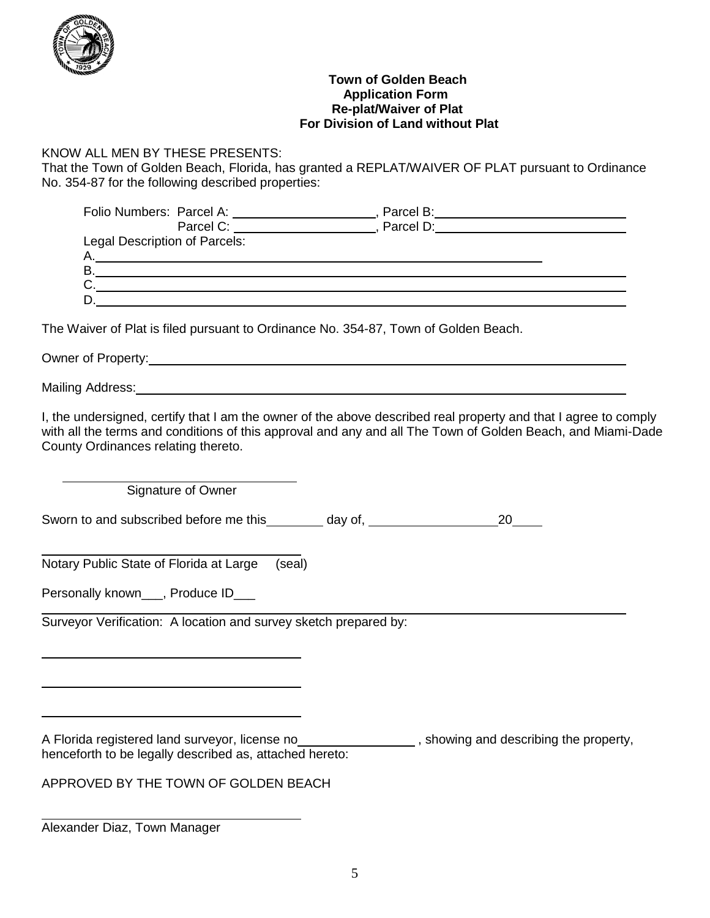**Town of Golden Beach**
**Application Form**
**Re-plat/Waiver of Plat**
**For Division of Land without Plat**

KNOW ALL MEN BY THESE PRESENTS:
That the Town of Golden Beach, Florida, has granted a REPLAT/WAIVER OF PLAT pursuant to Ordinance No. 354-87 for the following described properties:

Folio Numbers: Parcel A: ____________________, Parcel B: ____________________
Parcel C: ____________________, Parcel D: ____________________

Legal Description of Parcels:
A.______________________________________________________________
B.______________________________________________________________
C.______________________________________________________________
D.______________________________________________________________

The Waiver of Plat is filed pursuant to Ordinance No. 354-87, Town of Golden Beach.

Owner of Property:______________________________________________________________

Mailing Address:______________________________________________________________

I, the undersigned, certify that I am the owner of the above described real property and that I agree to comply with all the terms and conditions of this approval and any and all The Town of Golden Beach, and Miami-Dade County Ordinances relating thereto.

______________________________
Signature of Owner

Sworn to and subscribed before me this________ day of, __________________20____

______________________________
Notary Public State of Florida at Large (seal)

Personally known___, Produce ID___

______________________________________________________________
Surveyor Verification: A location and survey sketch prepared by:

______________________________

______________________________

______________________________

A Florida registered land surveyor, license no________________ , showing and describing the property, henceforth to be legally described as, attached hereto:

APPROVED BY THE TOWN OF GOLDEN BEACH

______________________________
Alexander Diaz, Town Manager